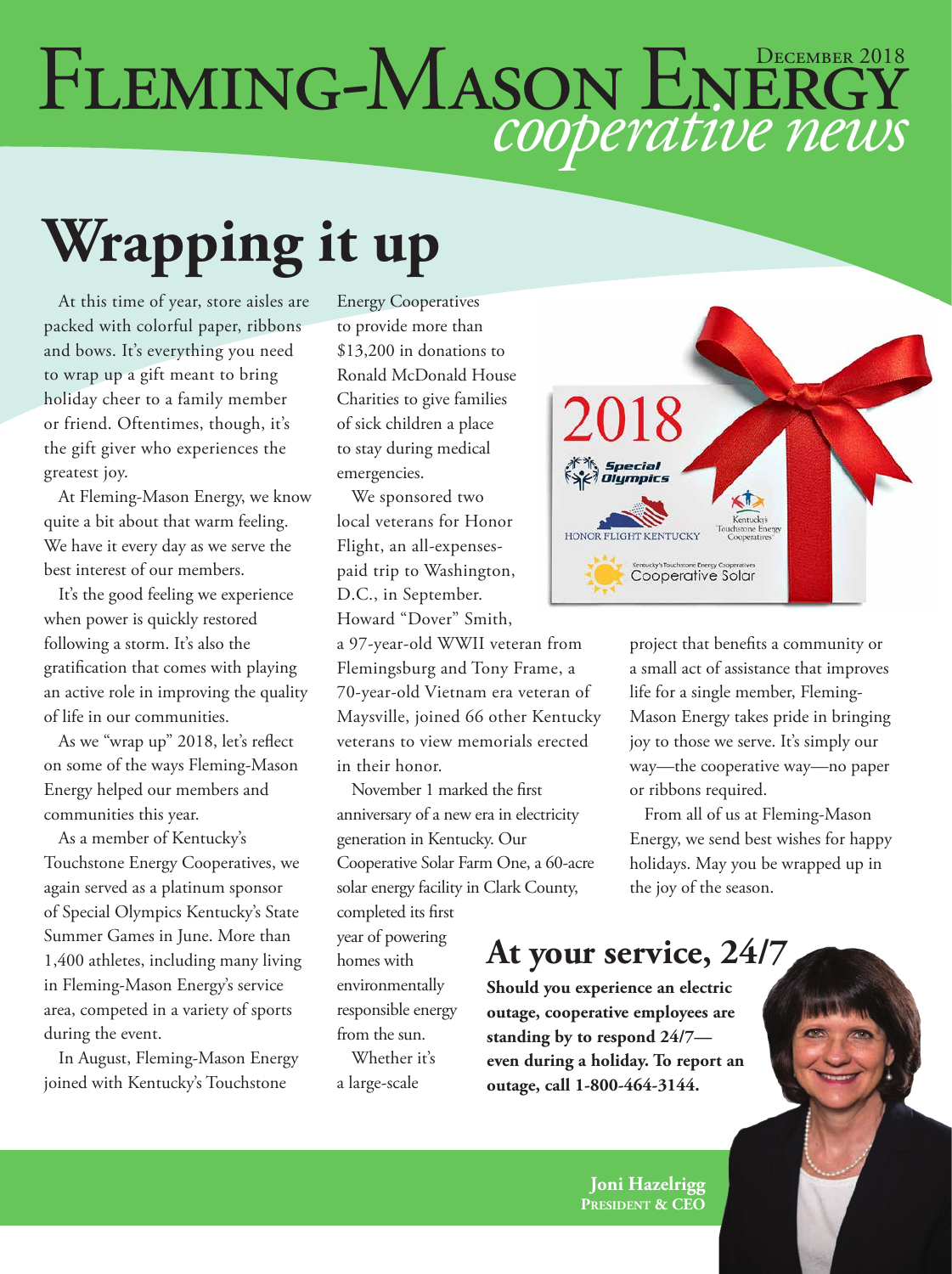# Fleming-Mason Energy *cooperative news*

December 2018

# Wrapping it up

At this time of year, store aisles are packed with colorful paper, ribbons and bows. It's everything you need to wrap up a gift meant to bring holiday cheer to a family member or friend. Oftentimes, though, it's the gift giver who experiences the greatest joy.

At Fleming-Mason Energy, we know quite a bit about that warm feeling. We have it every day as we serve the best interest of our members.

It's the good feeling we experience when power is quickly restored following a storm. It's also the gratification that comes with playing an active role in improving the quality of life in our communities.

As we "wrap up" 2018, let's reflect on some of the ways Fleming-Mason Energy helped our members and communities this year.

As a member of Kentucky's Touchstone Energy Cooperatives, we again served as a platinum sponsor of Special Olympics Kentucky's State Summer Games in June. More than 1,400 athletes, including many living in Fleming-Mason Energy's service area, competed in a variety of sports during the event.

In August, Fleming-Mason Energy joined with Kentucky's Touchstone Energy Cooperatives to provide more than $13,200 in donations to Ronald McDonald House Charities to give families of sick children a place to stay during medical emergencies.

We sponsored two local veterans for Honor Flight, an all-expenses-paid trip to Washington, D.C., in September. Howard "Dover" Smith, a 97-year-old WWII veteran from Flemingsburg and Tony Frame, a 70-year-old Vietnam era veteran of Maysville, joined 66 other Kentucky veterans to view memorials erected in their honor.

November 1 marked the first anniversary of a new era in electricity generation in Kentucky. Our Cooperative Solar Farm One, a 60-acre solar energy facility in Clark County, completed its first year of powering homes with environmentally responsible energy from the sun.

Whether it's a large-scale project that benefits a community or a small act of assistance that improves life for a single member, Fleming-Mason Energy takes pride in bringing joy to those we serve. It's simply our way—the cooperative way—no paper or ribbons required.

From all of us at Fleming-Mason Energy, we send best wishes for happy holidays. May you be wrapped up in the joy of the season.

**Joni Hazelrigg**
**President & CEO**

## At your service, 24/7

**Should you experience an electric outage, cooperative employees are standing by to respond 24/7—even during a holiday. To report an outage, call 1-800-464-3144.**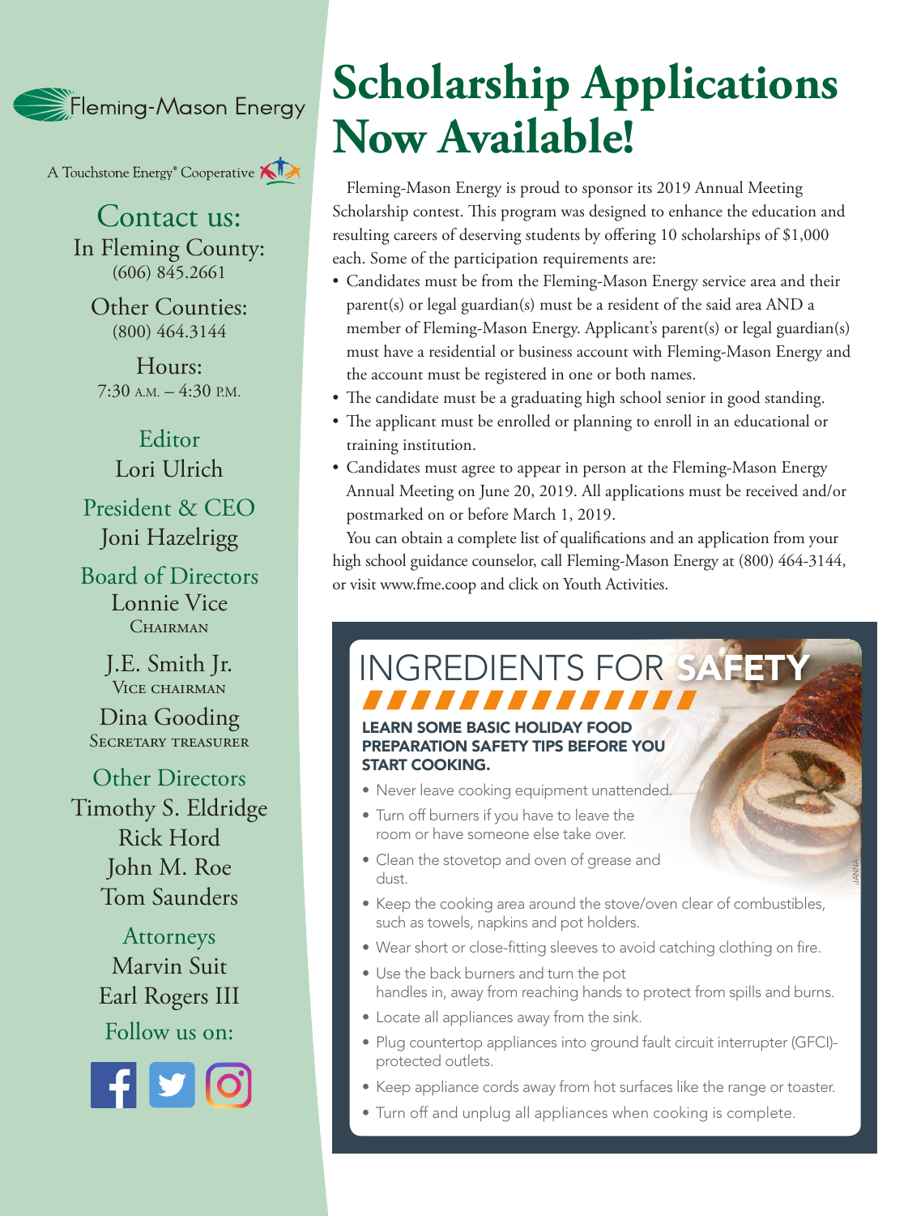Fleming-Mason Energy

A Touchstone Energy® Cooperative

## Contact us:

In Fleming County:
(606) 845.2661

Other Counties:
(800) 464.3144

Hours:
7:30 A.M. – 4:30 P.M.

**Editor**
Lori Ulrich

**President & CEO**
Joni Hazelrigg

**Board of Directors**
Lonnie Vice
Chairman

J.E. Smith Jr.
Vice chairman

Dina Gooding
Secretary treasurer

**Other Directors**
Timothy S. Eldridge
Rick Hord
John M. Roe
Tom Saunders

**Attorneys**
Marvin Suit
Earl Rogers III

Follow us on:

# Scholarship Applications Now Available!

Fleming-Mason Energy is proud to sponsor its 2019 Annual Meeting Scholarship contest. This program was designed to enhance the education and resulting careers of deserving students by offering 10 scholarships of $1,000 each. Some of the participation requirements are:

- Candidates must be from the Fleming-Mason Energy service area and their parent(s) or legal guardian(s) must be a resident of the said area AND a member of Fleming-Mason Energy. Applicant's parent(s) or legal guardian(s) must have a residential or business account with Fleming-Mason Energy and the account must be registered in one or both names.
- The candidate must be a graduating high school senior in good standing.
- The applicant must be enrolled or planning to enroll in an educational or training institution.
- Candidates must agree to appear in person at the Fleming-Mason Energy Annual Meeting on June 20, 2019. All applications must be received and/or postmarked on or before March 1, 2019.

You can obtain a complete list of qualifications and an application from your high school guidance counselor, call Fleming-Mason Energy at (800) 464-3144, or visit www.fme.coop and click on Youth Activities.

## INGREDIENTS FOR SAFETY

**LEARN SOME BASIC HOLIDAY FOOD PREPARATION SAFETY TIPS BEFORE YOU START COOKING.**

- Never leave cooking equipment unattended.
- Turn off burners if you have to leave the room or have someone else take over.
- Clean the stovetop and oven of grease and dust.
- Keep the cooking area around the stove/oven clear of combustibles, such as towels, napkins and pot holders.
- Wear short or close-fitting sleeves to avoid catching clothing on fire.
- Use the back burners and turn the pot handles in, away from reaching hands to protect from spills and burns.
- Locate all appliances away from the sink.
- Plug countertop appliances into ground fault circuit interrupter (GFCI)-protected outlets.
- Keep appliance cords away from hot surfaces like the range or toaster.
- Turn off and unplug all appliances when cooking is complete.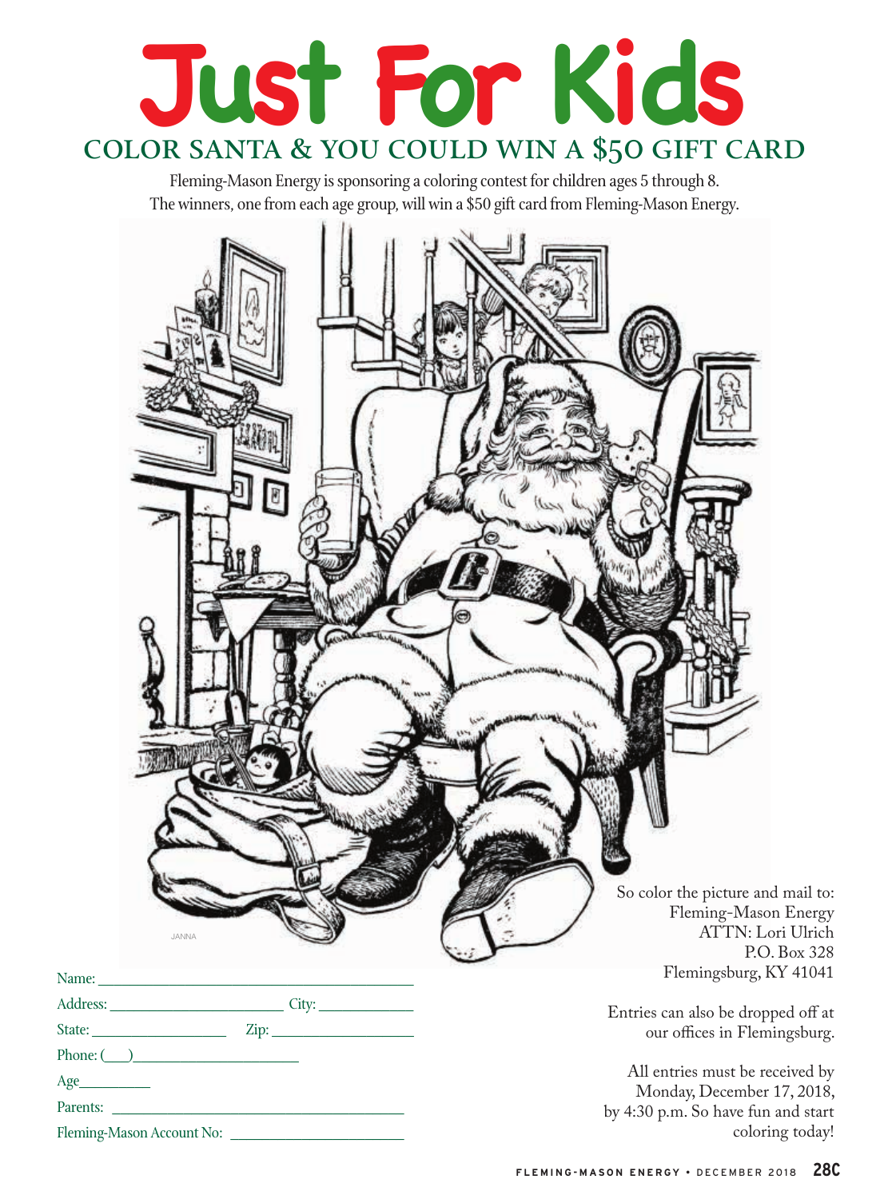# Just For Kids

## COLOR SANTA & YOU COULD WIN A $50 GIFT CARD

Fleming-Mason Energy is sponsoring a coloring contest for children ages 5 through 8. The winners, one from each age group, will win a $50 gift card from Fleming-Mason Energy.

JANNA

Name: ____________________________________________

Address: _______________________ City: ____________

State: _________________ Zip: __________________

Phone: (___)______________________

Age_________

Parents: ______________________________________

Fleming-Mason Account No: _______________________

So color the picture and mail to:
Fleming-Mason Energy
ATTN: Lori Ulrich
P.O. Box 328
Flemingsburg, KY 41041

Entries can also be dropped off at our offices in Flemingsburg.

All entries must be received by Monday, December 17, 2018, by 4:30 p.m. So have fun and start coloring today!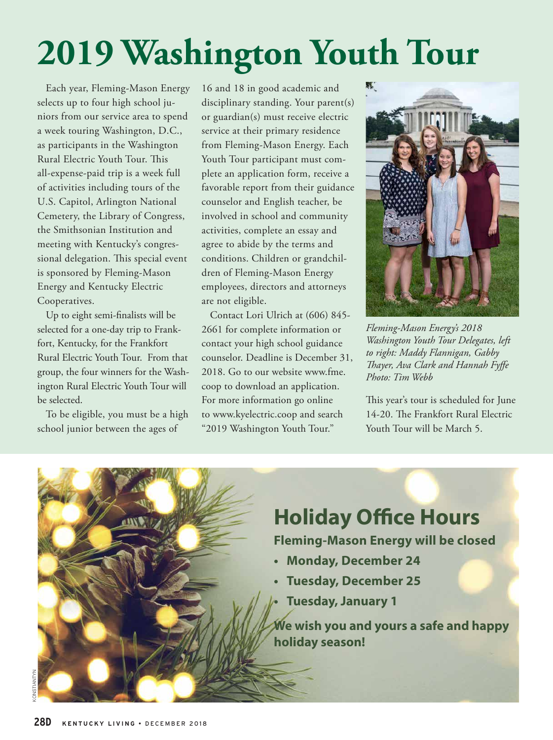# 2019 Washington Youth Tour

Each year, Fleming-Mason Energy selects up to four high school juniors from our service area to spend a week touring Washington, D.C., as participants in the Washington Rural Electric Youth Tour. This all-expense-paid trip is a week full of activities including tours of the U.S. Capitol, Arlington National Cemetery, the Library of Congress, the Smithsonian Institution and meeting with Kentucky's congressional delegation. This special event is sponsored by Fleming-Mason Energy and Kentucky Electric Cooperatives.

Up to eight semi-finalists will be selected for a one-day trip to Frankfort, Kentucky, for the Frankfort Rural Electric Youth Tour. From that group, the four winners for the Washington Rural Electric Youth Tour will be selected.

To be eligible, you must be a high school junior between the ages of 16 and 18 in good academic and disciplinary standing. Your parent(s) or guardian(s) must receive electric service at their primary residence from Fleming-Mason Energy. Each Youth Tour participant must complete an application form, receive a favorable report from their guidance counselor and English teacher, be involved in school and community activities, complete an essay and agree to abide by the terms and conditions. Children or grandchildren of Fleming-Mason Energy employees, directors and attorneys are not eligible.

Contact Lori Ulrich at (606) 845-2661 for complete information or contact your high school guidance counselor. Deadline is December 31, 2018. Go to our website www.fme.coop to download an application. For more information go online to www.kyelectric.coop and search "2019 Washington Youth Tour."

*Fleming-Mason Energy's 2018 Washington Youth Tour Delegates, left to right: Maddy Flannigan, Gabby Thayer, Ava Clark and Hannah Fyffe Photo: Tim Webb*

This year's tour is scheduled for June 14-20. The Frankfort Rural Electric Youth Tour will be March 5.

## Holiday Office Hours

**Fleming-Mason Energy will be closed**

- **Monday, December 24**
- **Tuesday, December 25**
- **Tuesday, January 1**

**We wish you and yours a safe and happy holiday season!**